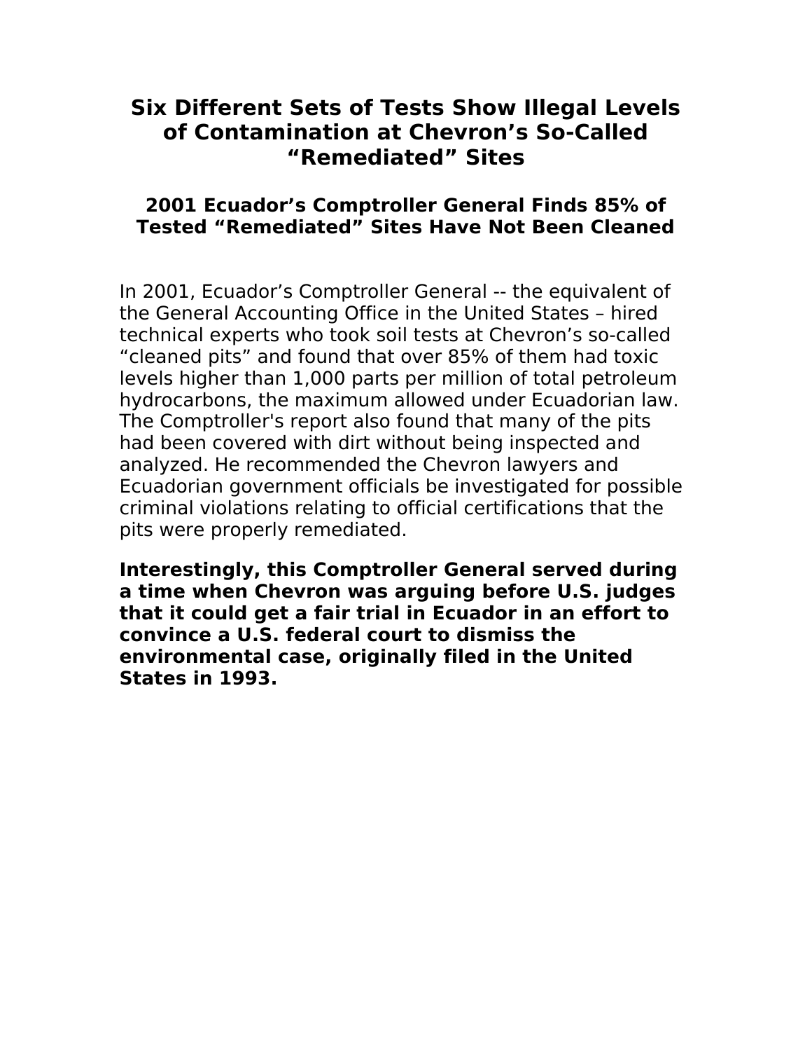# Six Different Sets of Tests Show Illegal Levels of Contamination at Chevron's So-Called "Remediated" Sites

## 2001 Ecuador's Comptroller General Finds 85% of Tested "Remediated" Sites Have Not Been Cleaned

In 2001, Ecuador's Comptroller General -- the equivalent of the General Accounting Office in the United States – hired technical experts who took soil tests at Chevron's so-called "cleaned pits" and found that over 85% of them had toxic levels higher than 1,000 parts per million of total petroleum hydrocarbons, the maximum allowed under Ecuadorian law. The Comptroller's report also found that many of the pits had been covered with dirt without being inspected and analyzed. He recommended the Chevron lawyers and Ecuadorian government officials be investigated for possible criminal violations relating to official certifications that the pits were properly remediated.

**Interestingly, this Comptroller General served during a time when Chevron was arguing before U.S. judges that it could get a fair trial in Ecuador in an effort to convince a U.S. federal court to dismiss the environmental case, originally filed in the United States in 1993.**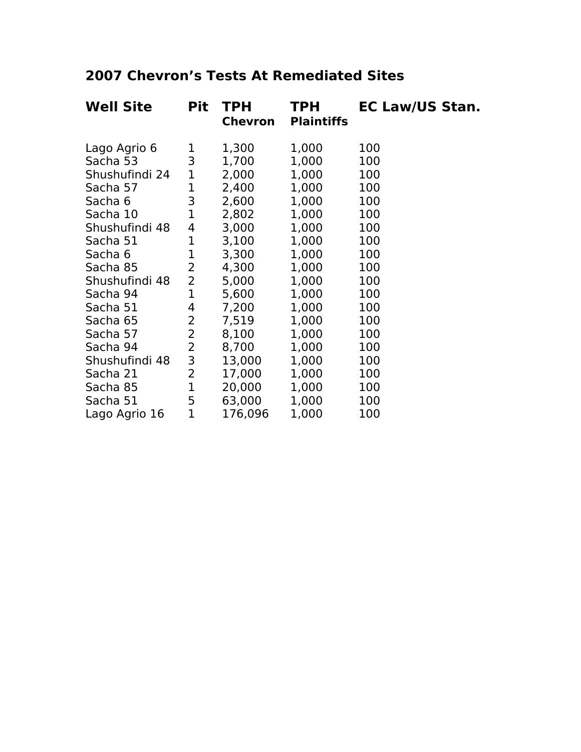## 2007 Chevron's Tests At Remediated Sites

| Well Site | Pit | TPH Chevron | TPH Plaintiffs | EC Law/US Stan. |
|---|---|---|---|---|
| Lago Agrio 6 | 1 | 1,300 | 1,000 | 100 |
| Sacha 53 | 3 | 1,700 | 1,000 | 100 |
| Shushufindi 24 | 1 | 2,000 | 1,000 | 100 |
| Sacha 57 | 1 | 2,400 | 1,000 | 100 |
| Sacha 6 | 3 | 2,600 | 1,000 | 100 |
| Sacha 10 | 1 | 2,802 | 1,000 | 100 |
| Shushufindi 48 | 4 | 3,000 | 1,000 | 100 |
| Sacha 51 | 1 | 3,100 | 1,000 | 100 |
| Sacha 6 | 1 | 3,300 | 1,000 | 100 |
| Sacha 85 | 2 | 4,300 | 1,000 | 100 |
| Shushufindi 48 | 2 | 5,000 | 1,000 | 100 |
| Sacha 94 | 1 | 5,600 | 1,000 | 100 |
| Sacha 51 | 4 | 7,200 | 1,000 | 100 |
| Sacha 65 | 2 | 7,519 | 1,000 | 100 |
| Sacha 57 | 2 | 8,100 | 1,000 | 100 |
| Sacha 94 | 2 | 8,700 | 1,000 | 100 |
| Shushufindi 48 | 3 | 13,000 | 1,000 | 100 |
| Sacha 21 | 2 | 17,000 | 1,000 | 100 |
| Sacha 85 | 1 | 20,000 | 1,000 | 100 |
| Sacha 51 | 5 | 63,000 | 1,000 | 100 |
| Lago Agrio 16 | 1 | 176,096 | 1,000 | 100 |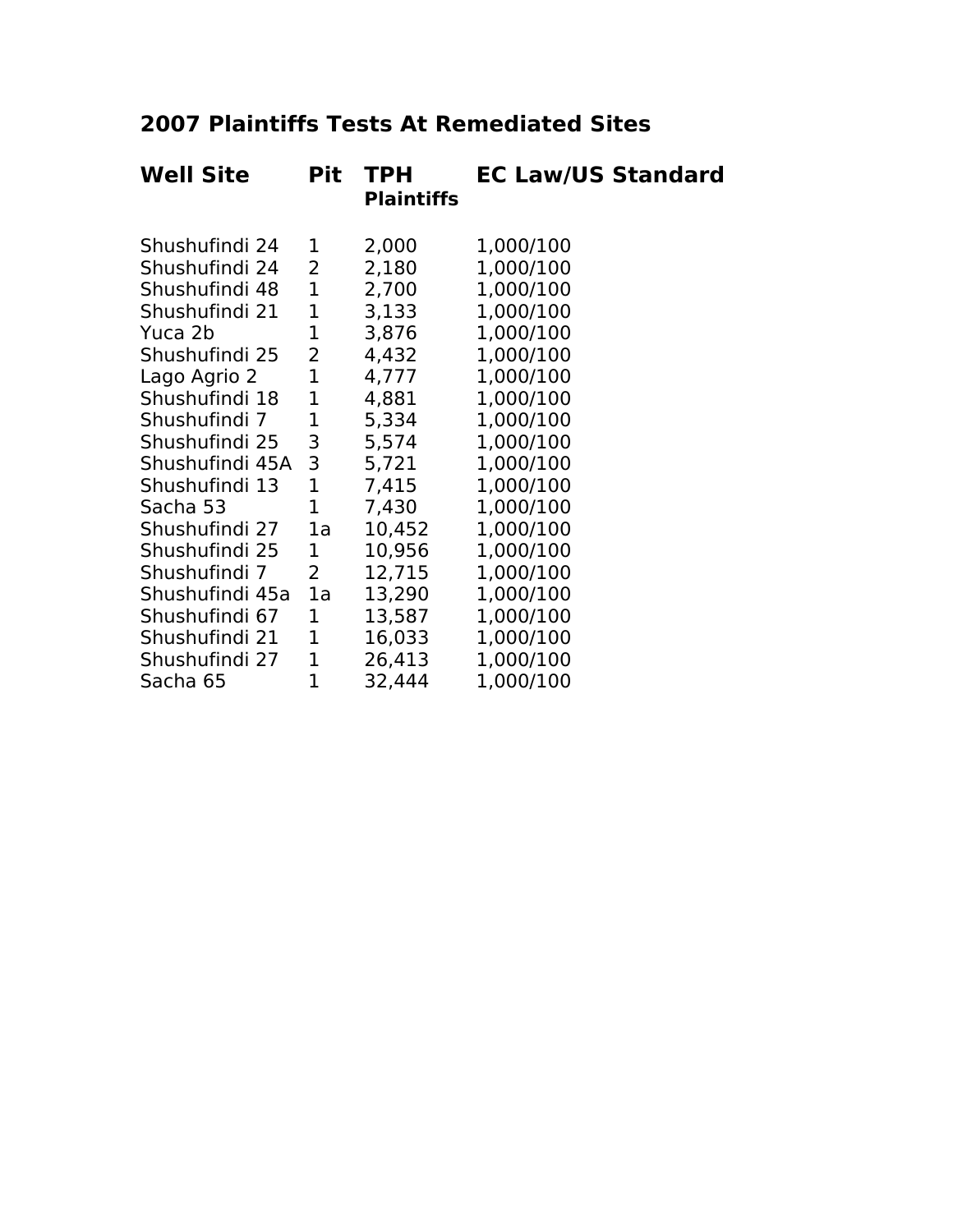## 2007 Plaintiffs Tests At Remediated Sites

| Well Site | Pit | TPH Plaintiffs | EC Law/US Standard |
|---|---|---|---|
| Shushufindi 24 | 1 | 2,000 | 1,000/100 |
| Shushufindi 24 | 2 | 2,180 | 1,000/100 |
| Shushufindi 48 | 1 | 2,700 | 1,000/100 |
| Shushufindi 21 | 1 | 3,133 | 1,000/100 |
| Yuca 2b | 1 | 3,876 | 1,000/100 |
| Shushufindi 25 | 2 | 4,432 | 1,000/100 |
| Lago Agrio 2 | 1 | 4,777 | 1,000/100 |
| Shushufindi 18 | 1 | 4,881 | 1,000/100 |
| Shushufindi 7 | 1 | 5,334 | 1,000/100 |
| Shushufindi 25 | 3 | 5,574 | 1,000/100 |
| Shushufindi 45A | 3 | 5,721 | 1,000/100 |
| Shushufindi 13 | 1 | 7,415 | 1,000/100 |
| Sacha 53 | 1 | 7,430 | 1,000/100 |
| Shushufindi 27 | 1a | 10,452 | 1,000/100 |
| Shushufindi 25 | 1 | 10,956 | 1,000/100 |
| Shushufindi 7 | 2 | 12,715 | 1,000/100 |
| Shushufindi 45a | 1a | 13,290 | 1,000/100 |
| Shushufindi 67 | 1 | 13,587 | 1,000/100 |
| Shushufindi 21 | 1 | 16,033 | 1,000/100 |
| Shushufindi 27 | 1 | 26,413 | 1,000/100 |
| Sacha 65 | 1 | 32,444 | 1,000/100 |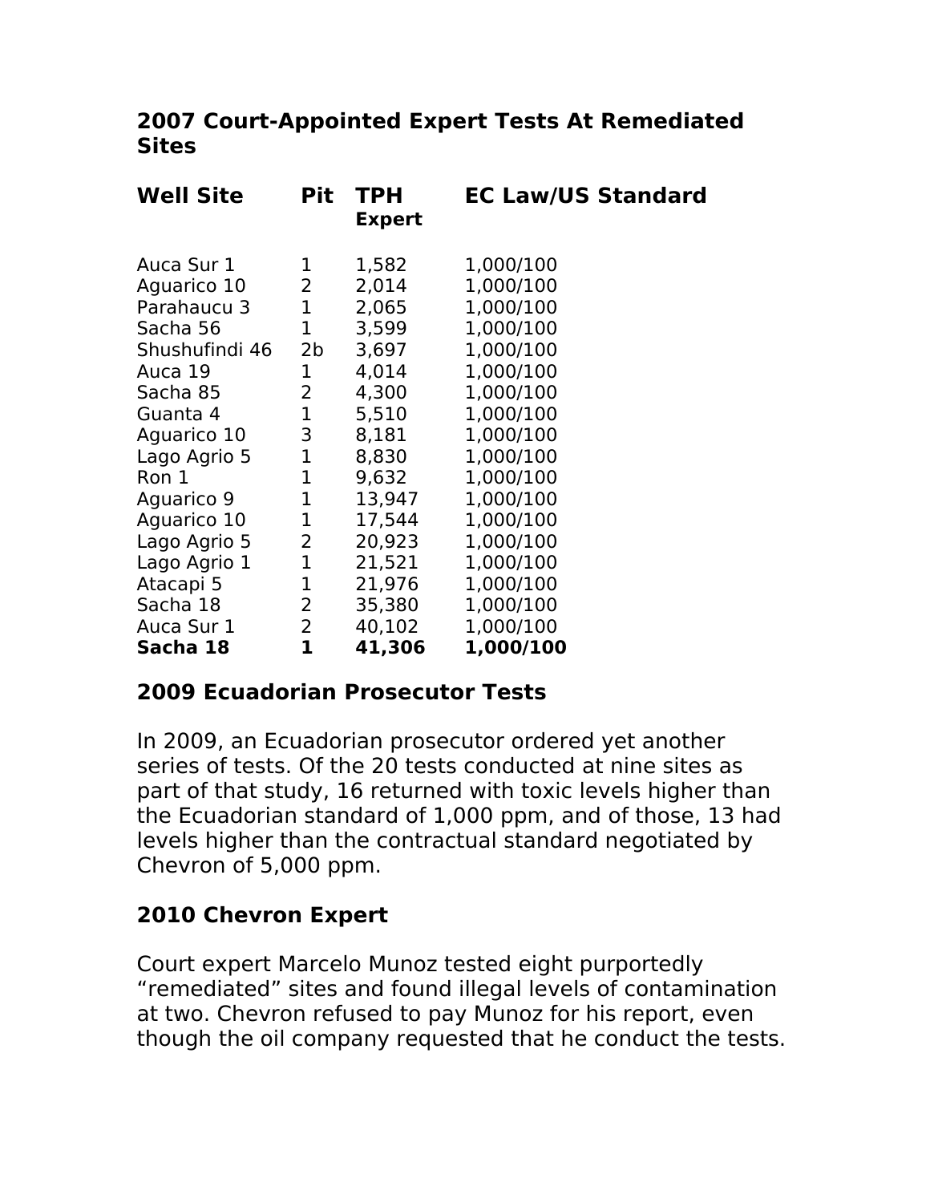## 2007 Court-Appointed Expert Tests At Remediated Sites

| Well Site | Pit | TPH Expert | EC Law/US Standard |
|---|---|---|---|
| Auca Sur 1 | 1 | 1,582 | 1,000/100 |
| Aguarico 10 | 2 | 2,014 | 1,000/100 |
| Parahaucu 3 | 1 | 2,065 | 1,000/100 |
| Sacha 56 | 1 | 3,599 | 1,000/100 |
| Shushufindi 46 | 2b | 3,697 | 1,000/100 |
| Auca 19 | 1 | 4,014 | 1,000/100 |
| Sacha 85 | 2 | 4,300 | 1,000/100 |
| Guanta 4 | 1 | 5,510 | 1,000/100 |
| Aguarico 10 | 3 | 8,181 | 1,000/100 |
| Lago Agrio 5 | 1 | 8,830 | 1,000/100 |
| Ron 1 | 1 | 9,632 | 1,000/100 |
| Aguarico 9 | 1 | 13,947 | 1,000/100 |
| Aguarico 10 | 1 | 17,544 | 1,000/100 |
| Lago Agrio 5 | 2 | 20,923 | 1,000/100 |
| Lago Agrio 1 | 1 | 21,521 | 1,000/100 |
| Atacapi 5 | 1 | 21,976 | 1,000/100 |
| Sacha 18 | 2 | 35,380 | 1,000/100 |
| Auca Sur 1 | 2 | 40,102 | 1,000/100 |
| **Sacha 18** | **1** | **41,306** | **1,000/100** |

## 2009 Ecuadorian Prosecutor Tests

In 2009, an Ecuadorian prosecutor ordered yet another series of tests. Of the 20 tests conducted at nine sites as part of that study, 16 returned with toxic levels higher than the Ecuadorian standard of 1,000 ppm, and of those, 13 had levels higher than the contractual standard negotiated by Chevron of 5,000 ppm.

## 2010 Chevron Expert

Court expert Marcelo Munoz tested eight purportedly "remediated" sites and found illegal levels of contamination at two. Chevron refused to pay Munoz for his report, even though the oil company requested that he conduct the tests.